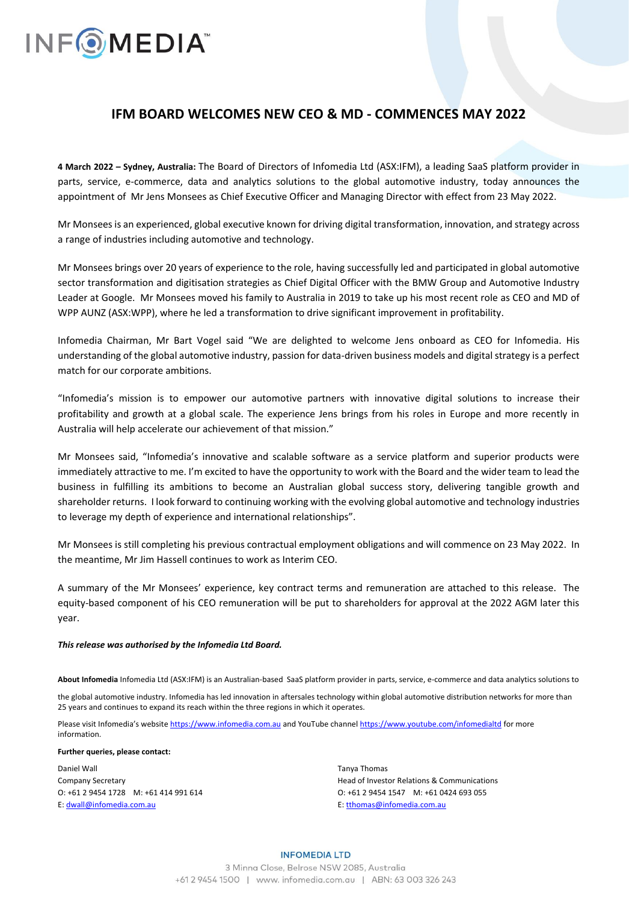# IFM BOARD WELCOMES NEW CEO & MD - COMMENCES MAY 2022

**4 March 2022 – Sydney, Australia:** The Board of Directors of Infomedia Ltd (ASX:IFM), a leading SaaS platform provider in parts, service, e-commerce, data and analytics solutions to the global automotive industry, today announces the appointment of Mr Jens Monsees as Chief Executive Officer and Managing Director with effect from 23 May 2022.

Mr Monsees is an experienced, global executive known for driving digital transformation, innovation, and strategy across a range of industries including automotive and technology.

Mr Monsees brings over 20 years of experience to the role, having successfully led and participated in global automotive sector transformation and digitisation strategies as Chief Digital Officer with the BMW Group and Automotive Industry Leader at Google. Mr Monsees moved his family to Australia in 2019 to take up his most recent role as CEO and MD of WPP AUNZ (ASX:WPP), where he led a transformation to drive significant improvement in profitability.

Infomedia Chairman, Mr Bart Vogel said "We are delighted to welcome Jens onboard as CEO for Infomedia. His understanding of the global automotive industry, passion for data-driven business models and digital strategy is a perfect match for our corporate ambitions.

"Infomedia's mission is to empower our automotive partners with innovative digital solutions to increase their profitability and growth at a global scale. The experience Jens brings from his roles in Europe and more recently in Australia will help accelerate our achievement of that mission."

Mr Monsees said, "Infomedia's innovative and scalable software as a service platform and superior products were immediately attractive to me. I'm excited to have the opportunity to work with the Board and the wider team to lead the business in fulfilling its ambitions to become an Australian global success story, delivering tangible growth and shareholder returns. I look forward to continuing working with the evolving global automotive and technology industries to leverage my depth of experience and international relationships".

Mr Monsees is still completing his previous contractual employment obligations and will commence on 23 May 2022. In the meantime, Mr Jim Hassell continues to work as Interim CEO.

A summary of the Mr Monsees' experience, key contract terms and remuneration are attached to this release. The equity-based component of his CEO remuneration will be put to shareholders for approval at the 2022 AGM later this year.

***This release was authorised by the Infomedia Ltd Board.***

**About Infomedia** Infomedia Ltd (ASX:IFM) is an Australian-based SaaS platform provider in parts, service, e-commerce and data analytics solutions to the global automotive industry. Infomedia has led innovation in aftersales technology within global automotive distribution networks for more than 25 years and continues to expand its reach within the three regions in which it operates.

Please visit Infomedia's website https://www.infomedia.com.au and YouTube channel https://www.youtube.com/infomedialtd for more information.

**Further queries, please contact:**

Daniel Wall
Company Secretary
O: +61 2 9454 1728 M: +61 414 991 614
E: dwall@infomedia.com.au

Tanya Thomas
Head of Investor Relations & Communications
O: +61 2 9454 1547 M: +61 0424 693 055
E: tthomas@infomedia.com.au

INFOMEDIA LTD
3 Minna Close, Belrose NSW 2085, Australia
+61 2 9454 1500 | www. infomedia.com.au | ABN: 63 003 326 243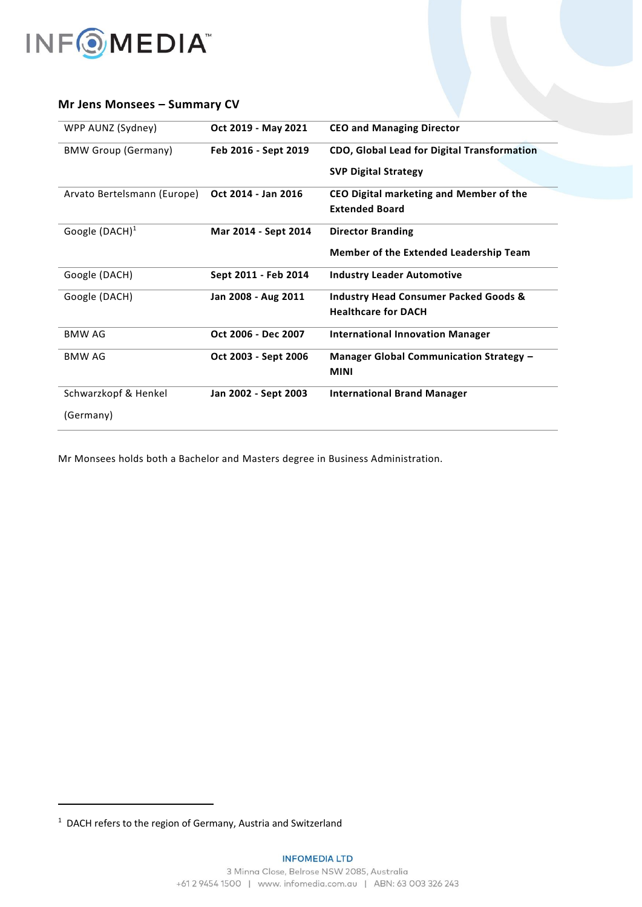## Mr Jens Monsees – Summary CV

| | | |
|---|---|---|
| WPP AUNZ (Sydney) | **Oct 2019 - May 2021** | **CEO and Managing Director** |
| BMW Group (Germany) | **Feb 2016 - Sept 2019** | **CDO, Global Lead for Digital Transformation**<br>**SVP Digital Strategy** |
| Arvato Bertelsmann (Europe) | **Oct 2014 - Jan 2016** | **CEO Digital marketing and Member of the Extended Board** |
| Google (DACH)[1] | **Mar 2014 - Sept 2014** | **Director Branding**<br>**Member of the Extended Leadership Team** |
| Google (DACH) | **Sept 2011 - Feb 2014** | **Industry Leader Automotive** |
| Google (DACH) | **Jan 2008 - Aug 2011** | **Industry Head Consumer Packed Goods & Healthcare for DACH** |
| BMW AG | **Oct 2006 - Dec 2007** | **International Innovation Manager** |
| BMW AG | **Oct 2003 - Sept 2006** | **Manager Global Communication Strategy – MINI** |
| Schwarzkopf & Henkel (Germany) | **Jan 2002 - Sept 2003** | **International Brand Manager** |

Mr Monsees holds both a Bachelor and Masters degree in Business Administration.

[1] DACH refers to the region of Germany, Austria and Switzerland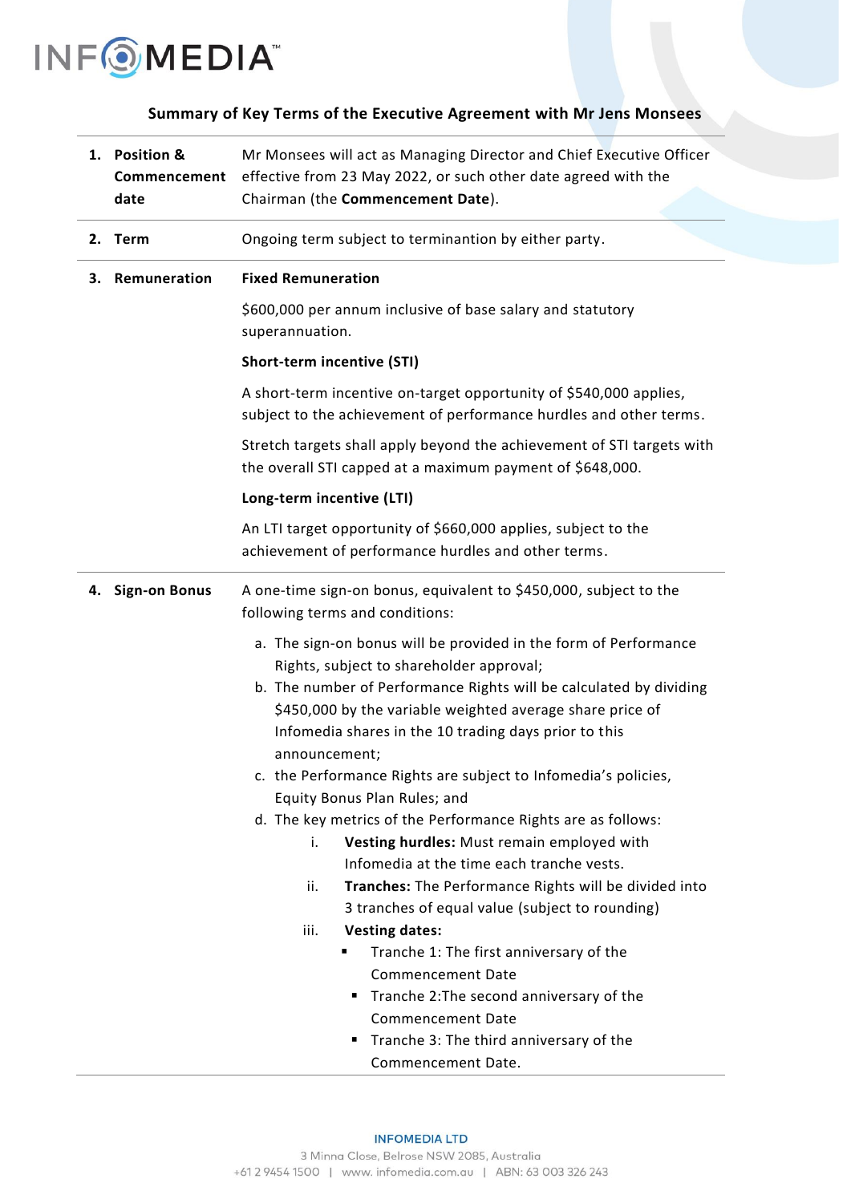INFOMEDIA™

### Summary of Key Terms of the Executive Agreement with Mr Jens Monsees

| | |
|---|---|
| **1. Position & Commencement date** | Mr Monsees will act as Managing Director and Chief Executive Officer effective from 23 May 2022, or such other date agreed with the Chairman (the **Commencement Date**). |
| **2. Term** | Ongoing term subject to terminantion by either party. |
| **3. Remuneration** | **Fixed Remuneration**<br><br>$600,000 per annum inclusive of base salary and statutory superannuation.<br><br>**Short-term incentive (STI)**<br><br>A short-term incentive on-target opportunity of $540,000 applies, subject to the achievement of performance hurdles and other terms.<br><br>Stretch targets shall apply beyond the achievement of STI targets with the overall STI capped at a maximum payment of $648,000.<br><br>**Long-term incentive (LTI)**<br><br>An LTI target opportunity of $660,000 applies, subject to the achievement of performance hurdles and other terms. |
| **4. Sign-on Bonus** | A one-time sign-on bonus, equivalent to $450,000, subject to the following terms and conditions:<br><br>a. The sign-on bonus will be provided in the form of Performance Rights, subject to shareholder approval;<br>b. The number of Performance Rights will be calculated by dividing $450,000 by the variable weighted average share price of Infomedia shares in the 10 trading days prior to this announcement;<br>c. the Performance Rights are subject to Infomedia's policies, Equity Bonus Plan Rules; and<br>d. The key metrics of the Performance Rights are as follows:<br>&nbsp;&nbsp;&nbsp;&nbsp;i. **Vesting hurdles:** Must remain employed with Infomedia at the time each tranche vests.<br>&nbsp;&nbsp;&nbsp;&nbsp;ii. **Tranches:** The Performance Rights will be divided into 3 tranches of equal value (subject to rounding)<br>&nbsp;&nbsp;&nbsp;&nbsp;iii. **Vesting dates:**<br>&nbsp;&nbsp;&nbsp;&nbsp;&nbsp;&nbsp;&nbsp;&nbsp;▪ Tranche 1: The first anniversary of the Commencement Date<br>&nbsp;&nbsp;&nbsp;&nbsp;&nbsp;&nbsp;&nbsp;&nbsp;▪ Tranche 2:The second anniversary of the Commencement Date<br>&nbsp;&nbsp;&nbsp;&nbsp;&nbsp;&nbsp;&nbsp;&nbsp;▪ Tranche 3: The third anniversary of the Commencement Date. |

INFOMEDIA LTD
3 Minna Close, Belrose NSW 2085, Australia
+61 2 9454 1500 | www. infomedia.com.au | ABN: 63 003 326 243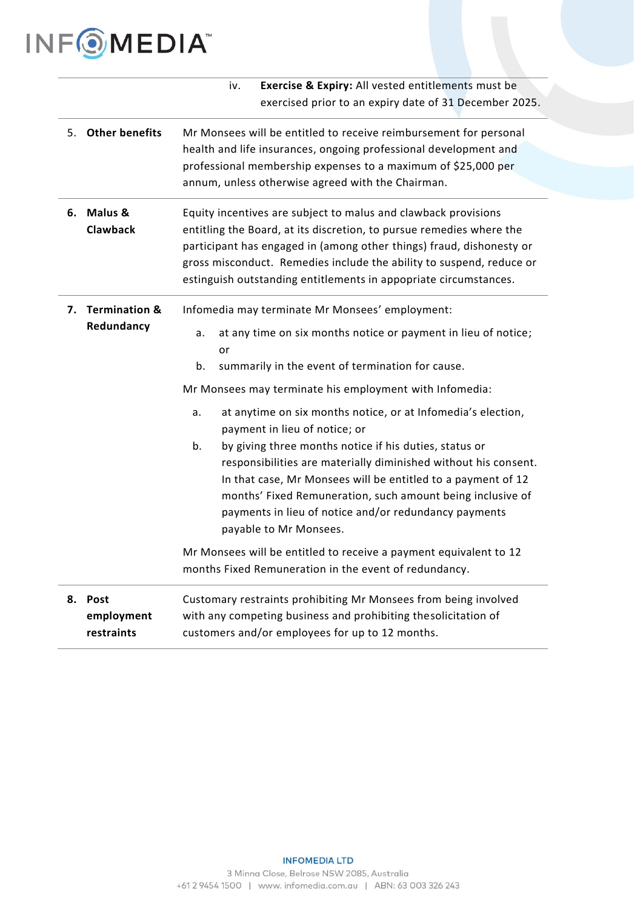| | |
|---|---|
| | iv. **Exercise & Expiry:** All vested entitlements must be exercised prior to an expiry date of 31 December 2025. |
| 5. **Other benefits** | Mr Monsees will be entitled to receive reimbursement for personal health and life insurances, ongoing professional development and professional membership expenses to a maximum of $25,000 per annum, unless otherwise agreed with the Chairman. |
| 6. **Malus & Clawback** | Equity incentives are subject to malus and clawback provisions entitling the Board, at its discretion, to pursue remedies where the participant has engaged in (among other things) fraud, dishonesty or gross misconduct. Remedies include the ability to suspend, reduce or estinguish outstanding entitlements in appropriate circumstances. |
| 7. **Termination & Redundancy** | Infomedia may terminate Mr Monsees' employment:<br>a. at any time on six months notice or payment in lieu of notice; or<br>b. summarily in the event of termination for cause.<br><br>Mr Monsees may terminate his employment with Infomedia:<br>a. at anytime on six months notice, or at Infomedia's election, payment in lieu of notice; or<br>b. by giving three months notice if his duties, status or responsibilities are materially diminished without his consent. In that case, Mr Monsees will be entitled to a payment of 12 months' Fixed Remuneration, such amount being inclusive of payments in lieu of notice and/or redundancy payments payable to Mr Monsees.<br><br>Mr Monsees will be entitled to receive a payment equivalent to 12 months Fixed Remuneration in the event of redundancy. |
| 8. **Post employment restraints** | Customary restraints prohibiting Mr Monsees from being involved with any competing business and prohibiting thesolicitation of customers and/or employees for up to 12 months. |